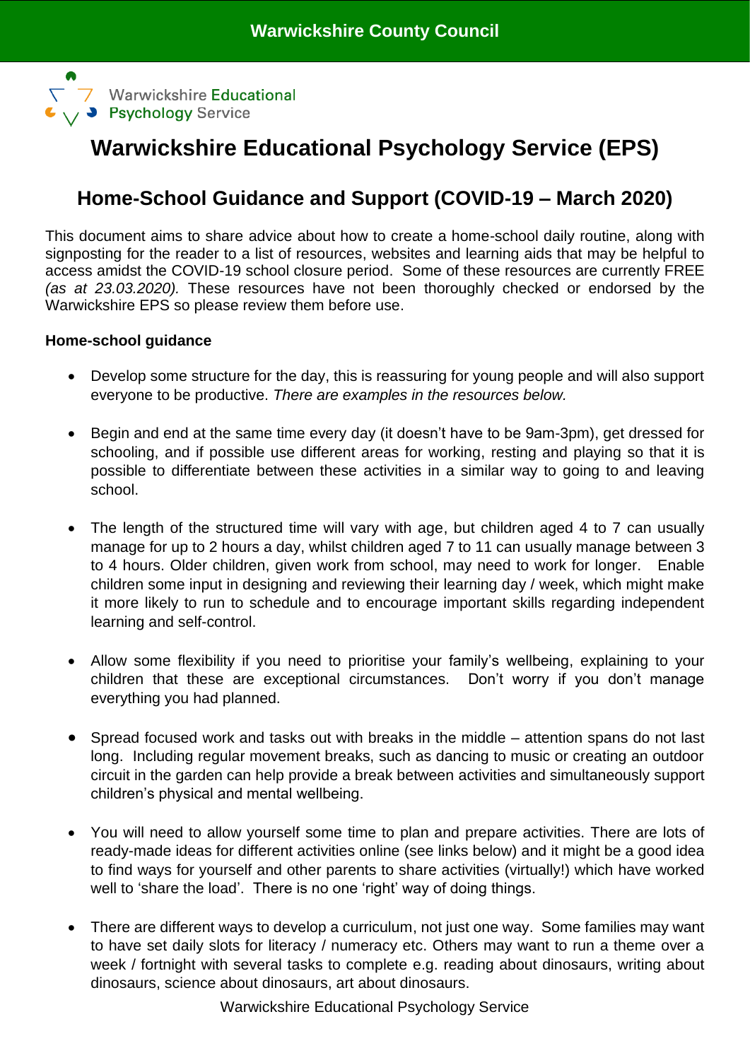Warwickshire County Council

Warwickshire Educational Psychology Service

# Warwickshire Educational Psychology Service (EPS)

## Home-School Guidance and Support (COVID-19 – March 2020)

This document aims to share advice about how to create a home-school daily routine, along with signposting for the reader to a list of resources, websites and learning aids that may be helpful to access amidst the COVID-19 school closure period. Some of these resources are currently FREE *(as at 23.03.2020).* These resources have not been thoroughly checked or endorsed by the Warwickshire EPS so please review them before use.

**Home-school guidance**

- Develop some structure for the day, this is reassuring for young people and will also support everyone to be productive. *There are examples in the resources below.*

- Begin and end at the same time every day (it doesn't have to be 9am-3pm), get dressed for schooling, and if possible use different areas for working, resting and playing so that it is possible to differentiate between these activities in a similar way to going to and leaving school.

- The length of the structured time will vary with age, but children aged 4 to 7 can usually manage for up to 2 hours a day, whilst children aged 7 to 11 can usually manage between 3 to 4 hours. Older children, given work from school, may need to work for longer. Enable children some input in designing and reviewing their learning day / week, which might make it more likely to run to schedule and to encourage important skills regarding independent learning and self-control.

- Allow some flexibility if you need to prioritise your family's wellbeing, explaining to your children that these are exceptional circumstances. Don't worry if you don't manage everything you had planned.

- Spread focused work and tasks out with breaks in the middle – attention spans do not last long. Including regular movement breaks, such as dancing to music or creating an outdoor circuit in the garden can help provide a break between activities and simultaneously support children's physical and mental wellbeing.

- You will need to allow yourself some time to plan and prepare activities. There are lots of ready-made ideas for different activities online (see links below) and it might be a good idea to find ways for yourself and other parents to share activities (virtually!) which have worked well to 'share the load'. There is no one 'right' way of doing things.

- There are different ways to develop a curriculum, not just one way. Some families may want to have set daily slots for literacy / numeracy etc. Others may want to run a theme over a week / fortnight with several tasks to complete e.g. reading about dinosaurs, writing about dinosaurs, science about dinosaurs, art about dinosaurs.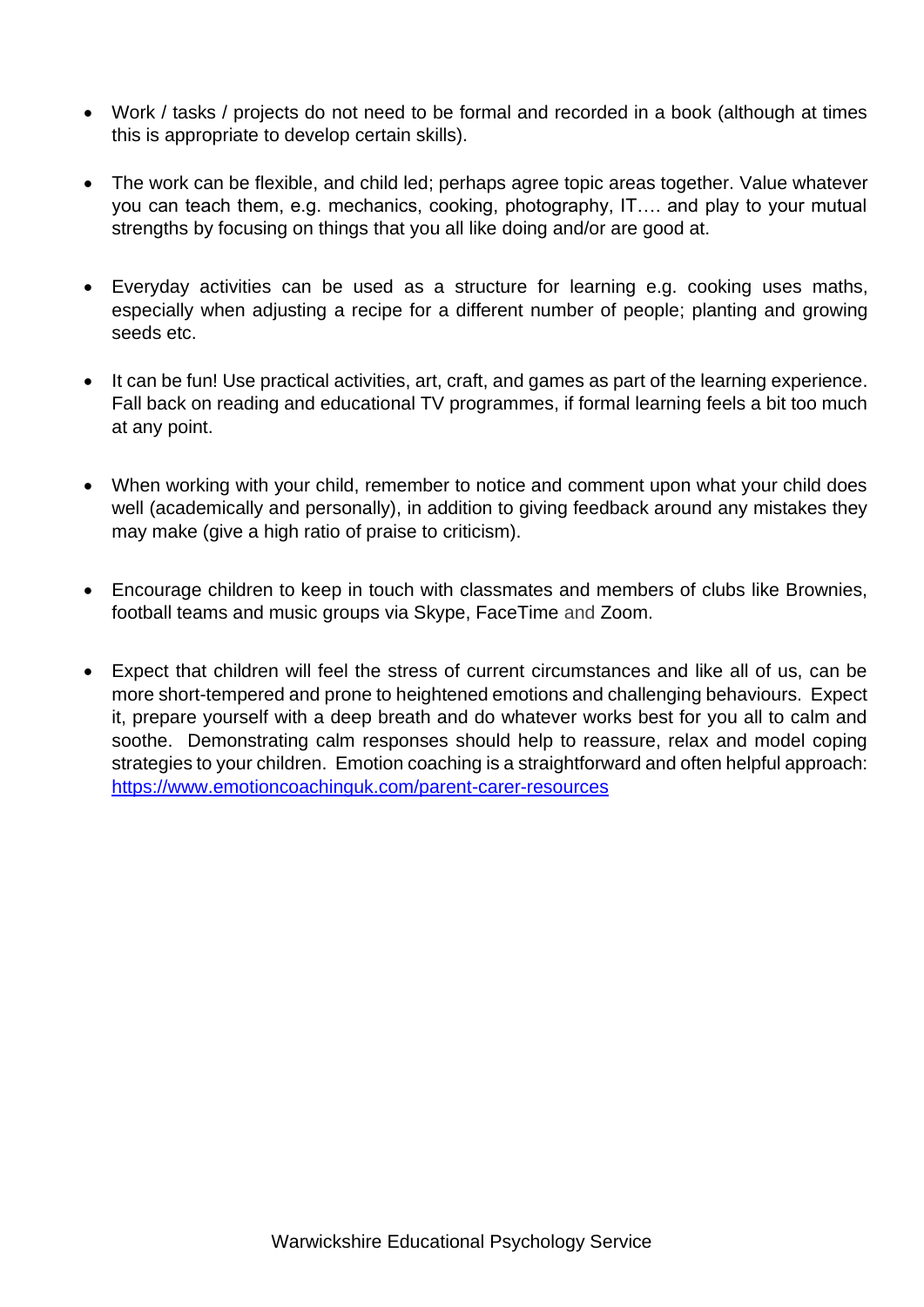- Work / tasks / projects do not need to be formal and recorded in a book (although at times this is appropriate to develop certain skills).

- The work can be flexible, and child led; perhaps agree topic areas together. Value whatever you can teach them, e.g. mechanics, cooking, photography, IT…. and play to your mutual strengths by focusing on things that you all like doing and/or are good at.

- Everyday activities can be used as a structure for learning e.g. cooking uses maths, especially when adjusting a recipe for a different number of people; planting and growing seeds etc.

- It can be fun! Use practical activities, art, craft, and games as part of the learning experience. Fall back on reading and educational TV programmes, if formal learning feels a bit too much at any point.

- When working with your child, remember to notice and comment upon what your child does well (academically and personally), in addition to giving feedback around any mistakes they may make (give a high ratio of praise to criticism).

- Encourage children to keep in touch with classmates and members of clubs like Brownies, football teams and music groups via Skype, FaceTime and Zoom.

- Expect that children will feel the stress of current circumstances and like all of us, can be more short-tempered and prone to heightened emotions and challenging behaviours. Expect it, prepare yourself with a deep breath and do whatever works best for you all to calm and soothe. Demonstrating calm responses should help to reassure, relax and model coping strategies to your children. Emotion coaching is a straightforward and often helpful approach: [https://www.emotioncoachinguk.com/parent-carer-resources](https://www.emotioncoachinguk.com/parent-carer-resources)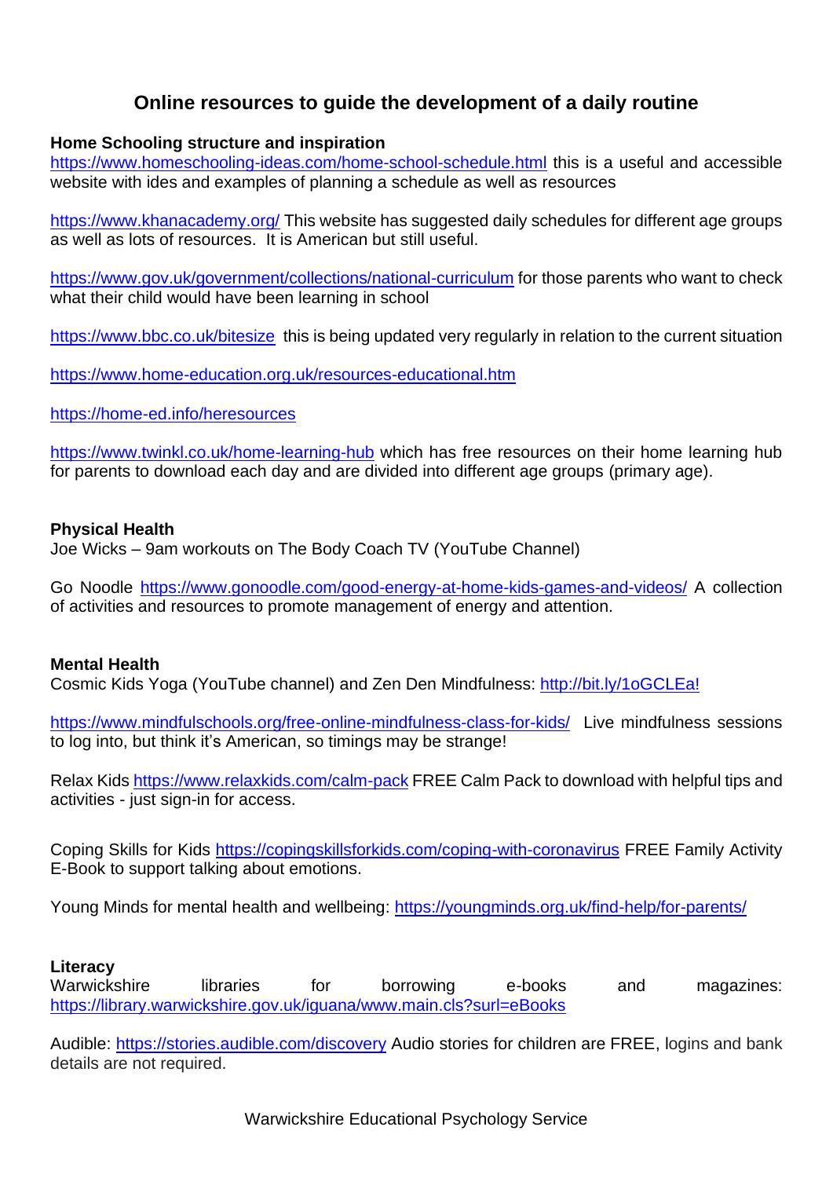# Online resources to guide the development of a daily routine

**Home Schooling structure and inspiration**

https://www.homeschooling-ideas.com/home-school-schedule.html this is a useful and accessible website with ides and examples of planning a schedule as well as resources

https://www.khanacademy.org/ This website has suggested daily schedules for different age groups as well as lots of resources. It is American but still useful.

https://www.gov.uk/government/collections/national-curriculum for those parents who want to check what their child would have been learning in school

https://www.bbc.co.uk/bitesize this is being updated very regularly in relation to the current situation

https://www.home-education.org.uk/resources-educational.htm

https://home-ed.info/heresources

https://www.twinkl.co.uk/home-learning-hub which has free resources on their home learning hub for parents to download each day and are divided into different age groups (primary age).

**Physical Health**

Joe Wicks – 9am workouts on The Body Coach TV (YouTube Channel)

Go Noodle https://www.gonoodle.com/good-energy-at-home-kids-games-and-videos/ A collection of activities and resources to promote management of energy and attention.

**Mental Health**

Cosmic Kids Yoga (YouTube channel) and Zen Den Mindfulness: http://bit.ly/1oGCLEa!

https://www.mindfulschools.org/free-online-mindfulness-class-for-kids/ Live mindfulness sessions to log into, but think it's American, so timings may be strange!

Relax Kids https://www.relaxkids.com/calm-pack FREE Calm Pack to download with helpful tips and activities - just sign-in for access.

Coping Skills for Kids https://copingskillsforkids.com/coping-with-coronavirus FREE Family Activity E-Book to support talking about emotions.

Young Minds for mental health and wellbeing: https://youngminds.org.uk/find-help/for-parents/

**Literacy**

Warwickshire libraries for borrowing e-books and magazines: https://library.warwickshire.gov.uk/iguana/www.main.cls?surl=eBooks

Audible: https://stories.audible.com/discovery Audio stories for children are FREE, logins and bank details are not required.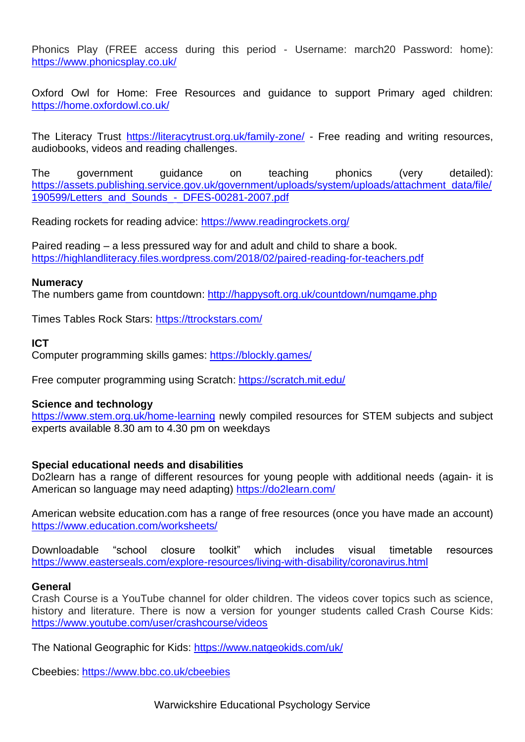Phonics Play (FREE access during this period - Username: march20 Password: home): https://www.phonicsplay.co.uk/

Oxford Owl for Home: Free Resources and guidance to support Primary aged children: https://home.oxfordowl.co.uk/

The Literacy Trust https://literacytrust.org.uk/family-zone/ - Free reading and writing resources, audiobooks, videos and reading challenges.

The government guidance on teaching phonics (very detailed): https://assets.publishing.service.gov.uk/government/uploads/system/uploads/attachment_data/file/190599/Letters_and_Sounds_-_DFES-00281-2007.pdf

Reading rockets for reading advice: https://www.readingrockets.org/

Paired reading – a less pressured way for and adult and child to share a book. https://highlandliteracy.files.wordpress.com/2018/02/paired-reading-for-teachers.pdf

**Numeracy**
The numbers game from countdown: http://happysoft.org.uk/countdown/numgame.php

Times Tables Rock Stars: https://ttrockstars.com/

**ICT**
Computer programming skills games: https://blockly.games/

Free computer programming using Scratch: https://scratch.mit.edu/

**Science and technology**
https://www.stem.org.uk/home-learning newly compiled resources for STEM subjects and subject experts available 8.30 am to 4.30 pm on weekdays

**Special educational needs and disabilities**
Do2learn has a range of different resources for young people with additional needs (again- it is American so language may need adapting) https://do2learn.com/

American website education.com has a range of free resources (once you have made an account) https://www.education.com/worksheets/

Downloadable "school closure toolkit" which includes visual timetable resources https://www.easterseals.com/explore-resources/living-with-disability/coronavirus.html

**General**
Crash Course is a YouTube channel for older children. The videos cover topics such as science, history and literature. There is now a version for younger students called Crash Course Kids: https://www.youtube.com/user/crashcourse/videos

The National Geographic for Kids: https://www.natgeokids.com/uk/

Cbeebies: https://www.bbc.co.uk/cbeebies

Warwickshire Educational Psychology Service